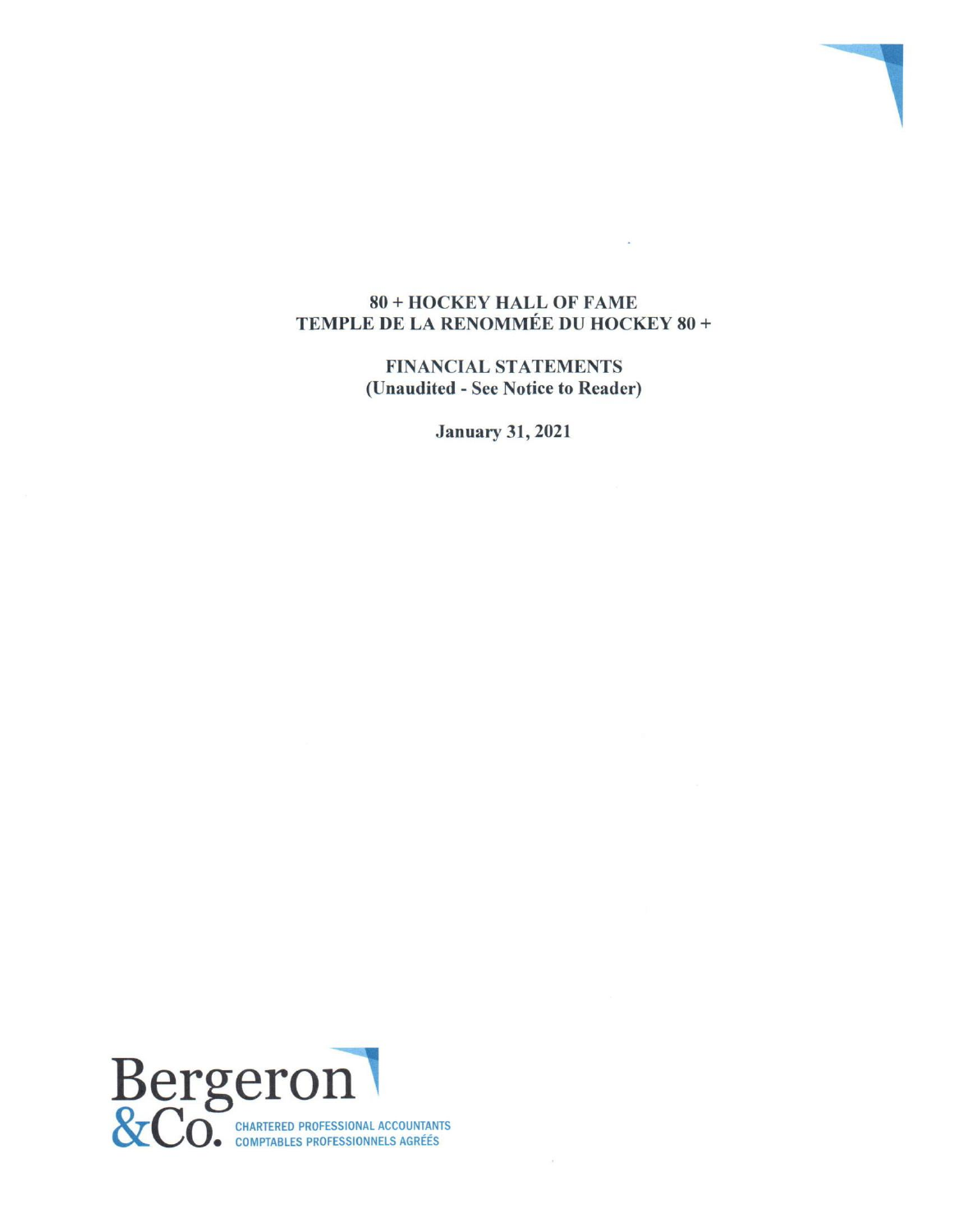# 80 + HOCKEY HALL OF FAME
# TEMPLE DE LA RENOMMÉE DU HOCKEY 80 +

## FINANCIAL STATEMENTS
## (Unaudited - See Notice to Reader)

**January 31, 2021**

Bergeron &Co.
CHARTERED PROFESSIONAL ACCOUNTANTS
COMPTABLES PROFESSIONNELS AGRÉÉS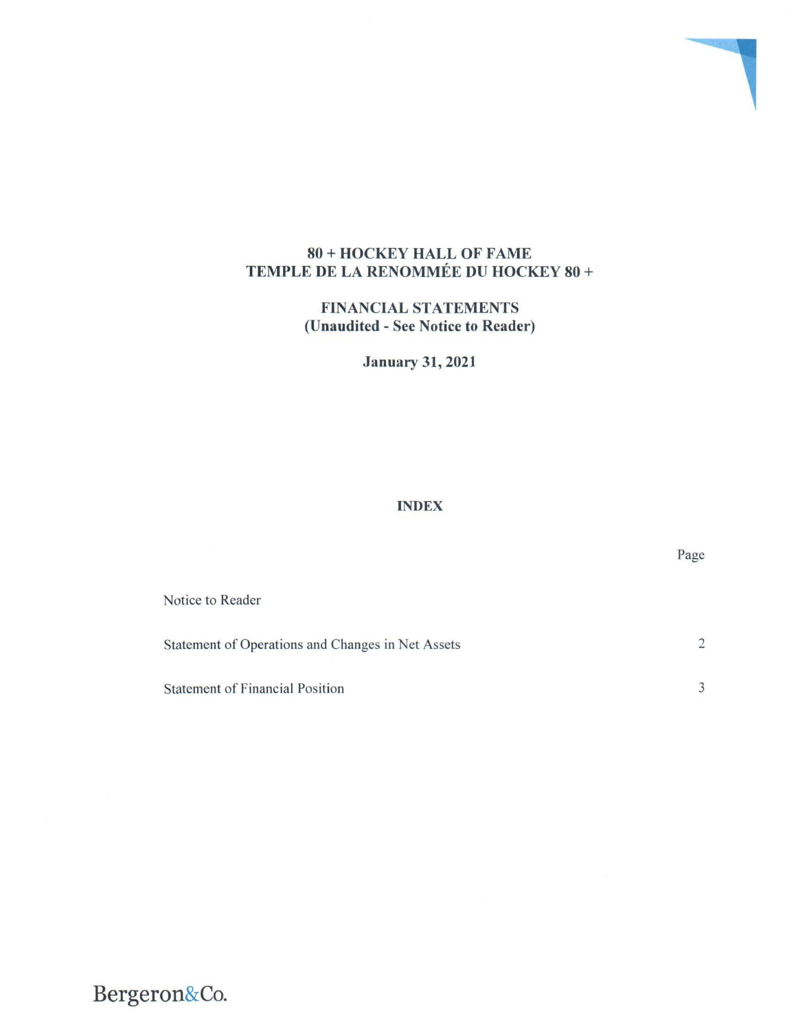# 80 + HOCKEY HALL OF FAME
# TEMPLE DE LA RENOMMÉE DU HOCKEY 80 +

## FINANCIAL STATEMENTS
## (Unaudited - See Notice to Reader)

**January 31, 2021**

### INDEX

| | Page |
|---|---|
| Notice to Reader | |
| Statement of Operations and Changes in Net Assets | 2 |
| Statement of Financial Position | 3 |

Bergeron&Co.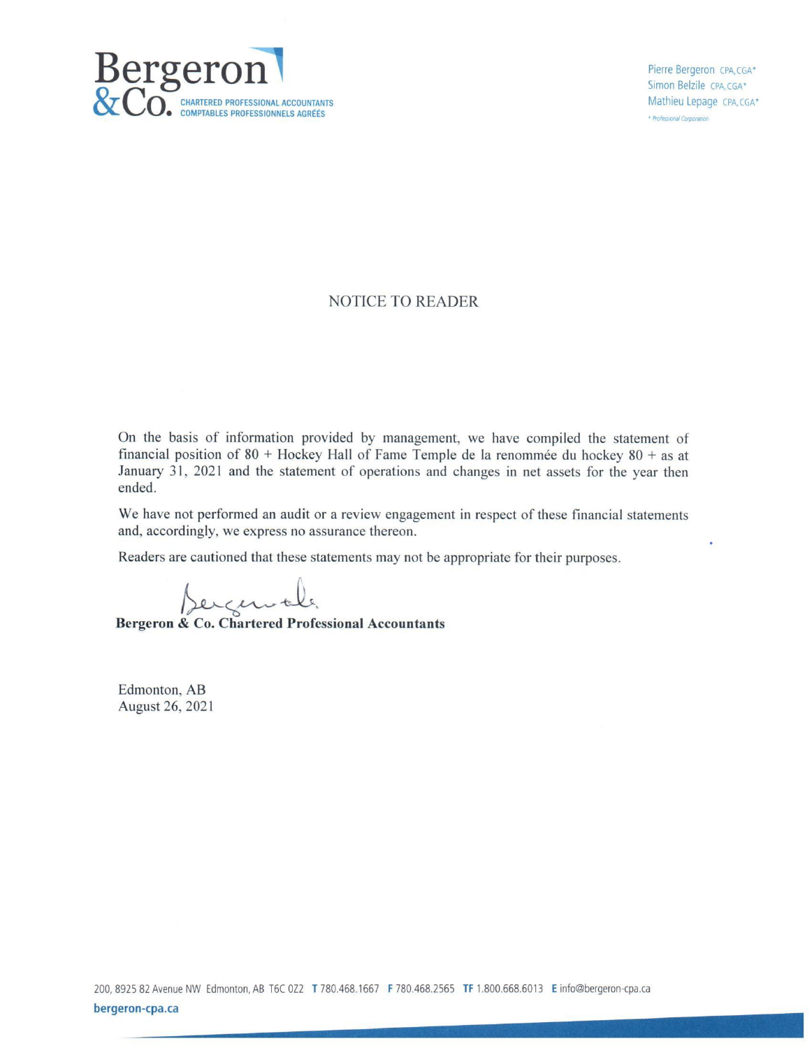# Bergeron & Co.

CHARTERED PROFESSIONAL ACCOUNTANTS
COMPTABLES PROFESSIONNELS AGRÉÉS

Pierre Bergeron CPA, CGA*
Simon Belzile CPA, CGA*
Mathieu Lepage CPA, CGA*
* Professional Corporation

## NOTICE TO READER

On the basis of information provided by management, we have compiled the statement of financial position of 80 + Hockey Hall of Fame Temple de la renommée du hockey 80 + as at January 31, 2021 and the statement of operations and changes in net assets for the year then ended.

We have not performed an audit or a review engagement in respect of these financial statements and, accordingly, we express no assurance thereon.

Readers are cautioned that these statements may not be appropriate for their purposes.

**Bergeron & Co. Chartered Professional Accountants**

Edmonton, AB
August 26, 2021

200, 8925 82 Avenue NW Edmonton, AB T6C 0Z2 **T** 780.468.1667 **F** 780.468.2565 **TF** 1.800.668.6013 **E** info@bergeron-cpa.ca
**bergeron-cpa.ca**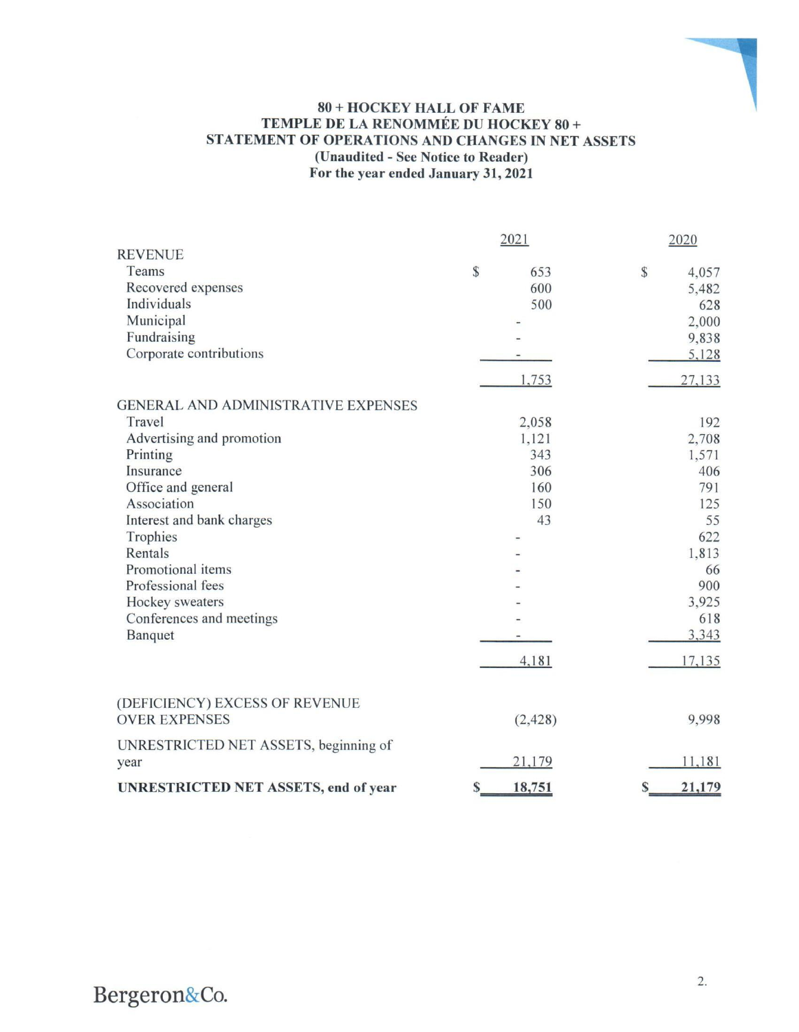**80 + HOCKEY HALL OF FAME**
**TEMPLE DE LA RENOMMÉE DU HOCKEY 80 +**
**STATEMENT OF OPERATIONS AND CHANGES IN NET ASSETS**
**(Unaudited - See Notice to Reader)**
**For the year ended January 31, 2021**

| | 2021 | 2020 |
|---|---|---|
| **REVENUE** | | |
| Teams | $ 653 | $ 4,057 |
| Recovered expenses | 600 | 5,482 |
| Individuals | 500 | 628 |
| Municipal | - | 2,000 |
| Fundraising | - | 9,838 |
| Corporate contributions | - | 5,128 |
| | 1,753 | 27,133 |
| **GENERAL AND ADMINISTRATIVE EXPENSES** | | |
| Travel | 2,058 | 192 |
| Advertising and promotion | 1,121 | 2,708 |
| Printing | 343 | 1,571 |
| Insurance | 306 | 406 |
| Office and general | 160 | 791 |
| Association | 150 | 125 |
| Interest and bank charges | 43 | 55 |
| Trophies | - | 622 |
| Rentals | - | 1,813 |
| Promotional items | - | 66 |
| Professional fees | - | 900 |
| Hockey sweaters | - | 3,925 |
| Conferences and meetings | - | 618 |
| Banquet | - | 3,343 |
| | 4,181 | 17,135 |
| (DEFICIENCY) EXCESS OF REVENUE OVER EXPENSES | (2,428) | 9,998 |
| UNRESTRICTED NET ASSETS, beginning of year | 21,179 | 11,181 |
| **UNRESTRICTED NET ASSETS, end of year** | **$ 18,751** | **$ 21,179** |

Bergeron&Co.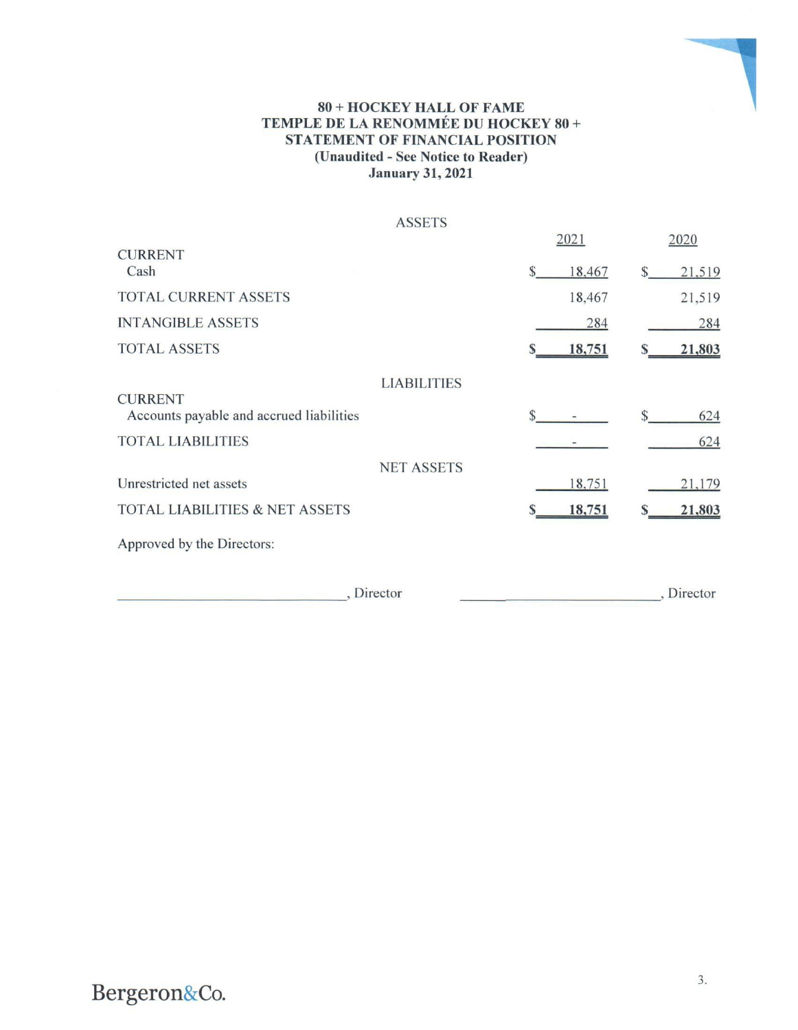**80 + HOCKEY HALL OF FAME**
**TEMPLE DE LA RENOMMÉE DU HOCKEY 80 +**
**STATEMENT OF FINANCIAL POSITION**
**(Unaudited - See Notice to Reader)**
**January 31, 2021**

| | 2021 | 2020 |
|---|---|---|
| **ASSETS** | | |
| CURRENT | | |
| Cash | $ 18,467 | $ 21,519 |
| TOTAL CURRENT ASSETS | 18,467 | 21,519 |
| INTANGIBLE ASSETS | 284 | 284 |
| TOTAL ASSETS | **$ 18,751** | **$ 21,803** |
| **LIABILITIES** | | |
| CURRENT | | |
| Accounts payable and accrued liabilities | $ - | $ 624 |
| TOTAL LIABILITIES | - | 624 |
| **NET ASSETS** | | |
| Unrestricted net assets | 18,751 | 21,179 |
| TOTAL LIABILITIES & NET ASSETS | **$ 18,751** | **$ 21,803** |

Approved by the Directors:

______________________________, Director  ______________________________, Director

Bergeron&Co.